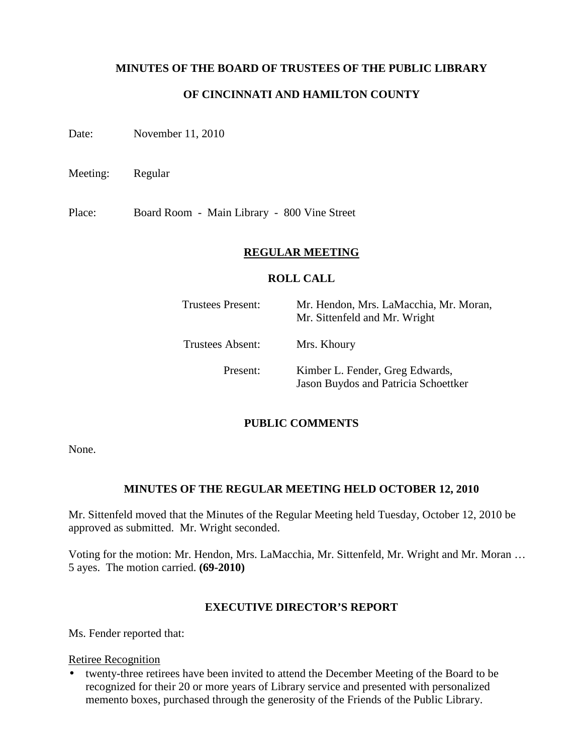# MINUTES OF THE BOARD OF TRUSTEES OF THE PUBLIC LIBRARY

# OF CINCINNATI AND HAMILTON COUNTY

Date: November 11, 2010

Meeting: Regular

Place: Board Room - Main Library - 800 Vine Street

## REGULAR MEETING

### ROLL CALL

| | |
|---|---|
| Trustees Present: | Mr. Hendon, Mrs. LaMacchia, Mr. Moran, Mr. Sittenfeld and Mr. Wright |
| Trustees Absent: | Mrs. Khoury |
| Present: | Kimber L. Fender, Greg Edwards, Jason Buydos and Patricia Schoettker |

### PUBLIC COMMENTS

None.

### MINUTES OF THE REGULAR MEETING HELD OCTOBER 12, 2010

Mr. Sittenfeld moved that the Minutes of the Regular Meeting held Tuesday, October 12, 2010 be approved as submitted. Mr. Wright seconded.

Voting for the motion: Mr. Hendon, Mrs. LaMacchia, Mr. Sittenfeld, Mr. Wright and Mr. Moran … 5 ayes. The motion carried. **(69-2010)**

### EXECUTIVE DIRECTOR'S REPORT

Ms. Fender reported that:

Retiree Recognition

- twenty-three retirees have been invited to attend the December Meeting of the Board to be recognized for their 20 or more years of Library service and presented with personalized memento boxes, purchased through the generosity of the Friends of the Public Library.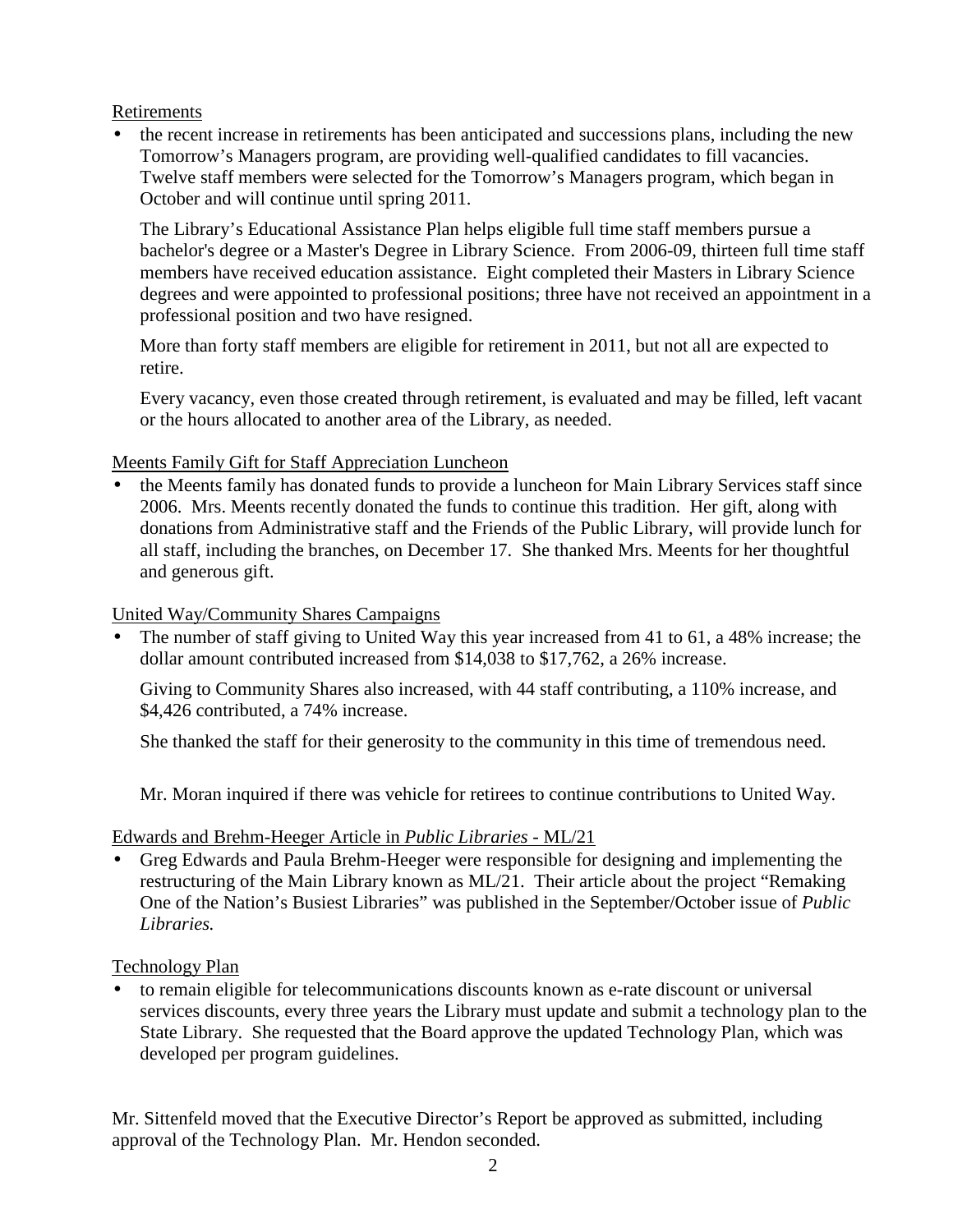Retirements

- the recent increase in retirements has been anticipated and successions plans, including the new Tomorrow's Managers program, are providing well-qualified candidates to fill vacancies. Twelve staff members were selected for the Tomorrow's Managers program, which began in October and will continue until spring 2011.

  The Library's Educational Assistance Plan helps eligible full time staff members pursue a bachelor's degree or a Master's Degree in Library Science. From 2006-09, thirteen full time staff members have received education assistance. Eight completed their Masters in Library Science degrees and were appointed to professional positions; three have not received an appointment in a professional position and two have resigned.

  More than forty staff members are eligible for retirement in 2011, but not all are expected to retire.

  Every vacancy, even those created through retirement, is evaluated and may be filled, left vacant or the hours allocated to another area of the Library, as needed.

Meents Family Gift for Staff Appreciation Luncheon

- the Meents family has donated funds to provide a luncheon for Main Library Services staff since 2006. Mrs. Meents recently donated the funds to continue this tradition. Her gift, along with donations from Administrative staff and the Friends of the Public Library, will provide lunch for all staff, including the branches, on December 17. She thanked Mrs. Meents for her thoughtful and generous gift.

United Way/Community Shares Campaigns

- The number of staff giving to United Way this year increased from 41 to 61, a 48% increase; the dollar amount contributed increased from $14,038 to $17,762, a 26% increase.

  Giving to Community Shares also increased, with 44 staff contributing, a 110% increase, and $4,426 contributed, a 74% increase.

  She thanked the staff for their generosity to the community in this time of tremendous need.

  Mr. Moran inquired if there was vehicle for retirees to continue contributions to United Way.

Edwards and Brehm-Heeger Article in *Public Libraries* - ML/21

- Greg Edwards and Paula Brehm-Heeger were responsible for designing and implementing the restructuring of the Main Library known as ML/21. Their article about the project "Remaking One of the Nation's Busiest Libraries" was published in the September/October issue of *Public Libraries.*

Technology Plan

- to remain eligible for telecommunications discounts known as e-rate discount or universal services discounts, every three years the Library must update and submit a technology plan to the State Library. She requested that the Board approve the updated Technology Plan, which was developed per program guidelines.

Mr. Sittenfeld moved that the Executive Director's Report be approved as submitted, including approval of the Technology Plan. Mr. Hendon seconded.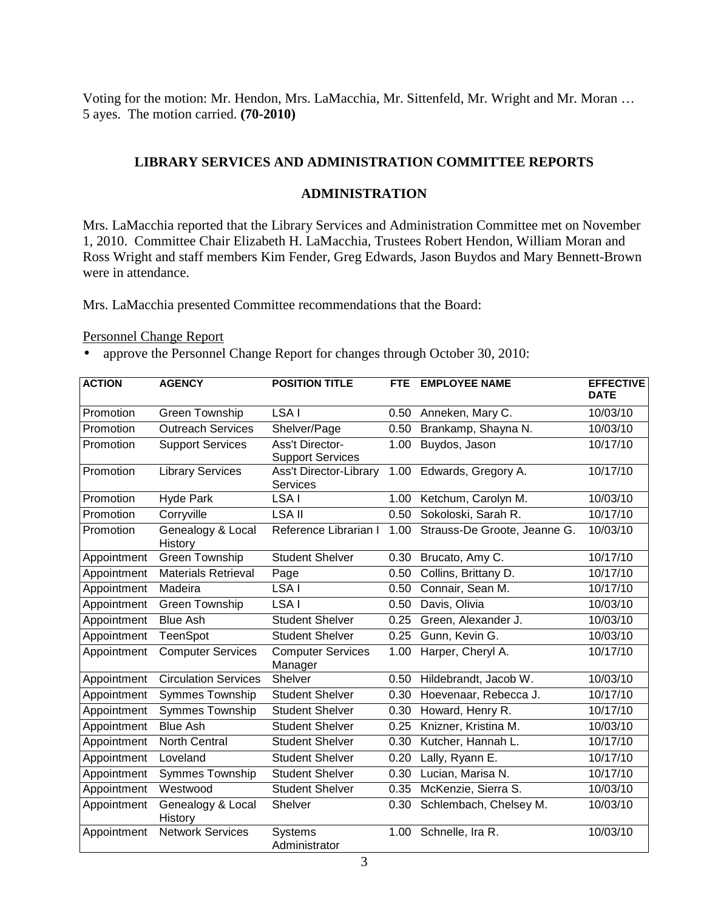Voting for the motion: Mr. Hendon, Mrs. LaMacchia, Mr. Sittenfeld, Mr. Wright and Mr. Moran … 5 ayes. The motion carried. **(70-2010)**

## LIBRARY SERVICES AND ADMINISTRATION COMMITTEE REPORTS

### ADMINISTRATION

Mrs. LaMacchia reported that the Library Services and Administration Committee met on November 1, 2010. Committee Chair Elizabeth H. LaMacchia, Trustees Robert Hendon, William Moran and Ross Wright and staff members Kim Fender, Greg Edwards, Jason Buydos and Mary Bennett-Brown were in attendance.

Mrs. LaMacchia presented Committee recommendations that the Board:

Personnel Change Report

- approve the Personnel Change Report for changes through October 30, 2010:

| ACTION | AGENCY | POSITION TITLE | FTE | EMPLOYEE NAME | EFFECTIVE DATE |
|---|---|---|---|---|---|
| Promotion | Green Township | LSA I | 0.50 | Anneken, Mary C. | 10/03/10 |
| Promotion | Outreach Services | Shelver/Page | 0.50 | Brankamp, Shayna N. | 10/03/10 |
| Promotion | Support Services | Ass't Director-Support Services | 1.00 | Buydos, Jason | 10/17/10 |
| Promotion | Library Services | Ass't Director-Library Services | 1.00 | Edwards, Gregory A. | 10/17/10 |
| Promotion | Hyde Park | LSA I | 1.00 | Ketchum, Carolyn M. | 10/03/10 |
| Promotion | Corryville | LSA II | 0.50 | Sokoloski, Sarah R. | 10/17/10 |
| Promotion | Genealogy & Local History | Reference Librarian I | 1.00 | Strauss-De Groote, Jeanne G. | 10/03/10 |
| Appointment | Green Township | Student Shelver | 0.30 | Brucato, Amy C. | 10/17/10 |
| Appointment | Materials Retrieval | Page | 0.50 | Collins, Brittany D. | 10/17/10 |
| Appointment | Madeira | LSA I | 0.50 | Connair, Sean M. | 10/17/10 |
| Appointment | Green Township | LSA I | 0.50 | Davis, Olivia | 10/03/10 |
| Appointment | Blue Ash | Student Shelver | 0.25 | Green, Alexander J. | 10/03/10 |
| Appointment | TeenSpot | Student Shelver | 0.25 | Gunn, Kevin G. | 10/03/10 |
| Appointment | Computer Services | Computer Services Manager | 1.00 | Harper, Cheryl A. | 10/17/10 |
| Appointment | Circulation Services | Shelver | 0.50 | Hildebrandt, Jacob W. | 10/03/10 |
| Appointment | Symmes Township | Student Shelver | 0.30 | Hoevenaar, Rebecca J. | 10/17/10 |
| Appointment | Symmes Township | Student Shelver | 0.30 | Howard, Henry R. | 10/17/10 |
| Appointment | Blue Ash | Student Shelver | 0.25 | Knizner, Kristina M. | 10/03/10 |
| Appointment | North Central | Student Shelver | 0.30 | Kutcher, Hannah L. | 10/17/10 |
| Appointment | Loveland | Student Shelver | 0.20 | Lally, Ryann E. | 10/17/10 |
| Appointment | Symmes Township | Student Shelver | 0.30 | Lucian, Marisa N. | 10/17/10 |
| Appointment | Westwood | Student Shelver | 0.35 | McKenzie, Sierra S. | 10/03/10 |
| Appointment | Genealogy & Local History | Shelver | 0.30 | Schlembach, Chelsey M. | 10/03/10 |
| Appointment | Network Services | Systems Administrator | 1.00 | Schnelle, Ira R. | 10/03/10 |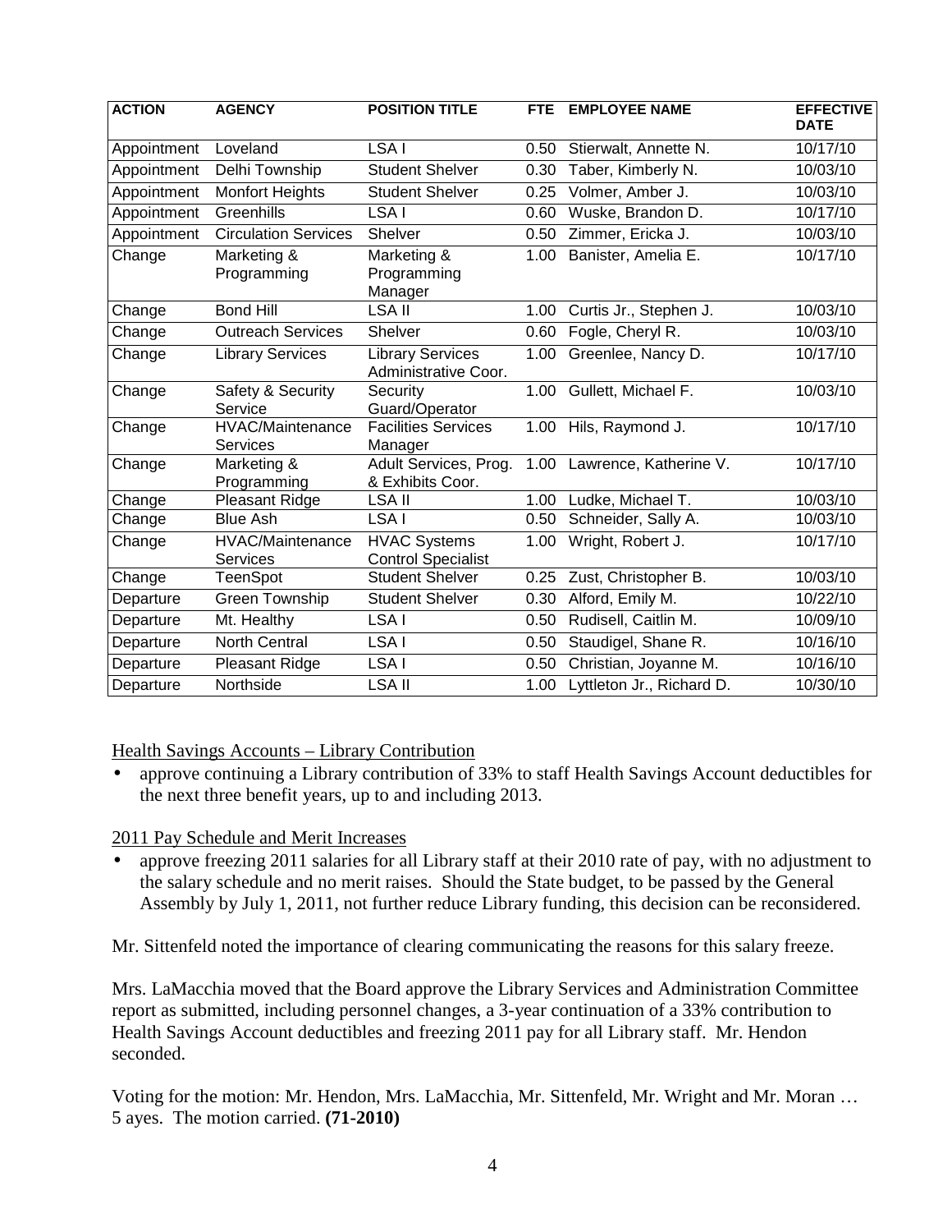| ACTION | AGENCY | POSITION TITLE | FTE | EMPLOYEE NAME | EFFECTIVE DATE |
|---|---|---|---|---|---|
| Appointment | Loveland | LSA I | 0.50 | Stierwalt, Annette N. | 10/17/10 |
| Appointment | Delhi Township | Student Shelver | 0.30 | Taber, Kimberly N. | 10/03/10 |
| Appointment | Monfort Heights | Student Shelver | 0.25 | Volmer, Amber J. | 10/03/10 |
| Appointment | Greenhills | LSA I | 0.60 | Wuske, Brandon D. | 10/17/10 |
| Appointment | Circulation Services | Shelver | 0.50 | Zimmer, Ericka J. | 10/03/10 |
| Change | Marketing & Programming | Marketing & Programming Manager | 1.00 | Banister, Amelia E. | 10/17/10 |
| Change | Bond Hill | LSA II | 1.00 | Curtis Jr., Stephen J. | 10/03/10 |
| Change | Outreach Services | Shelver | 0.60 | Fogle, Cheryl R. | 10/03/10 |
| Change | Library Services | Library Services Administrative Coor. | 1.00 | Greenlee, Nancy D. | 10/17/10 |
| Change | Safety & Security Service | Security Guard/Operator | 1.00 | Gullett, Michael F. | 10/03/10 |
| Change | HVAC/Maintenance Services | Facilities Services Manager | 1.00 | Hils, Raymond J. | 10/17/10 |
| Change | Marketing & Programming | Adult Services, Prog. & Exhibits Coor. | 1.00 | Lawrence, Katherine V. | 10/17/10 |
| Change | Pleasant Ridge | LSA II | 1.00 | Ludke, Michael T. | 10/03/10 |
| Change | Blue Ash | LSA I | 0.50 | Schneider, Sally A. | 10/03/10 |
| Change | HVAC/Maintenance Services | HVAC Systems Control Specialist | 1.00 | Wright, Robert J. | 10/17/10 |
| Change | TeenSpot | Student Shelver | 0.25 | Zust, Christopher B. | 10/03/10 |
| Departure | Green Township | Student Shelver | 0.30 | Alford, Emily M. | 10/22/10 |
| Departure | Mt. Healthy | LSA I | 0.50 | Rudisell, Caitlin M. | 10/09/10 |
| Departure | North Central | LSA I | 0.50 | Staudigel, Shane R. | 10/16/10 |
| Departure | Pleasant Ridge | LSA I | 0.50 | Christian, Joyanne M. | 10/16/10 |
| Departure | Northside | LSA II | 1.00 | Lyttleton Jr., Richard D. | 10/30/10 |

Health Savings Accounts – Library Contribution

- approve continuing a Library contribution of 33% to staff Health Savings Account deductibles for the next three benefit years, up to and including 2013.

2011 Pay Schedule and Merit Increases

- approve freezing 2011 salaries for all Library staff at their 2010 rate of pay, with no adjustment to the salary schedule and no merit raises. Should the State budget, to be passed by the General Assembly by July 1, 2011, not further reduce Library funding, this decision can be reconsidered.

Mr. Sittenfeld noted the importance of clearing communicating the reasons for this salary freeze.

Mrs. LaMacchia moved that the Board approve the Library Services and Administration Committee report as submitted, including personnel changes, a 3-year continuation of a 33% contribution to Health Savings Account deductibles and freezing 2011 pay for all Library staff. Mr. Hendon seconded.

Voting for the motion: Mr. Hendon, Mrs. LaMacchia, Mr. Sittenfeld, Mr. Wright and Mr. Moran … 5 ayes. The motion carried. **(71-2010)**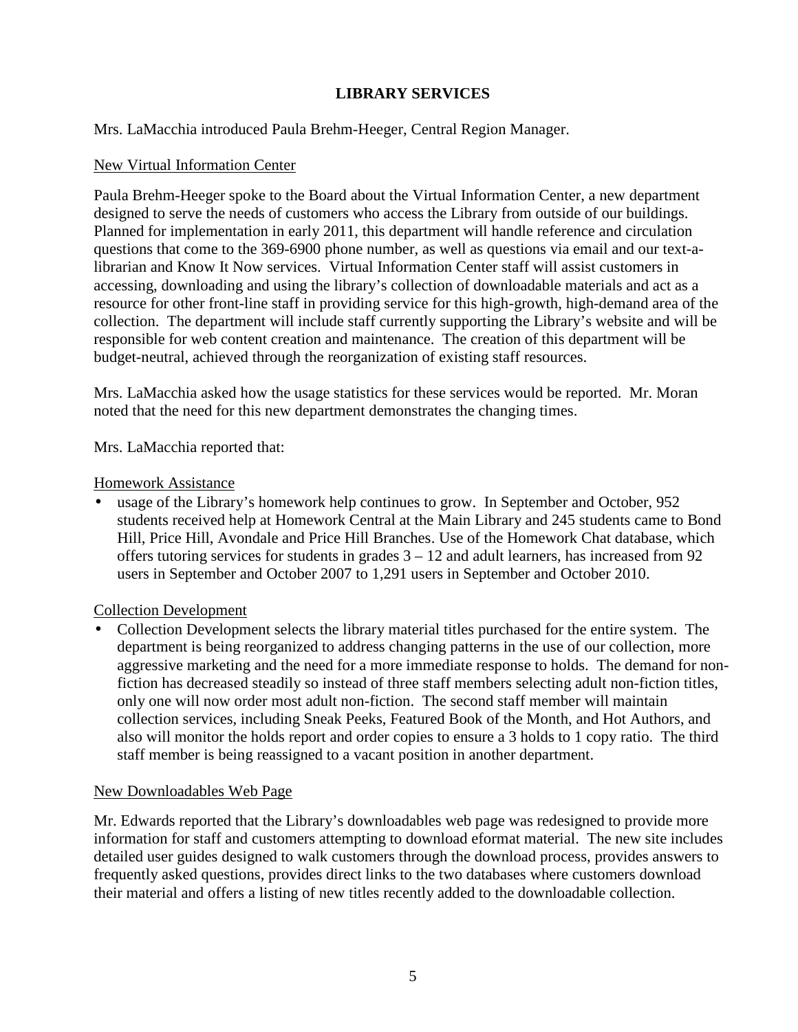## LIBRARY SERVICES

Mrs. LaMacchia introduced Paula Brehm-Heeger, Central Region Manager.

New Virtual Information Center

Paula Brehm-Heeger spoke to the Board about the Virtual Information Center, a new department designed to serve the needs of customers who access the Library from outside of our buildings. Planned for implementation in early 2011, this department will handle reference and circulation questions that come to the 369-6900 phone number, as well as questions via email and our text-a-librarian and Know It Now services. Virtual Information Center staff will assist customers in accessing, downloading and using the library's collection of downloadable materials and act as a resource for other front-line staff in providing service for this high-growth, high-demand area of the collection. The department will include staff currently supporting the Library's website and will be responsible for web content creation and maintenance. The creation of this department will be budget-neutral, achieved through the reorganization of existing staff resources.

Mrs. LaMacchia asked how the usage statistics for these services would be reported. Mr. Moran noted that the need for this new department demonstrates the changing times.

Mrs. LaMacchia reported that:

Homework Assistance

- usage of the Library's homework help continues to grow. In September and October, 952 students received help at Homework Central at the Main Library and 245 students came to Bond Hill, Price Hill, Avondale and Price Hill Branches. Use of the Homework Chat database, which offers tutoring services for students in grades 3 – 12 and adult learners, has increased from 92 users in September and October 2007 to 1,291 users in September and October 2010.

Collection Development

- Collection Development selects the library material titles purchased for the entire system. The department is being reorganized to address changing patterns in the use of our collection, more aggressive marketing and the need for a more immediate response to holds. The demand for non-fiction has decreased steadily so instead of three staff members selecting adult non-fiction titles, only one will now order most adult non-fiction. The second staff member will maintain collection services, including Sneak Peeks, Featured Book of the Month, and Hot Authors, and also will monitor the holds report and order copies to ensure a 3 holds to 1 copy ratio. The third staff member is being reassigned to a vacant position in another department.

New Downloadables Web Page

Mr. Edwards reported that the Library's downloadables web page was redesigned to provide more information for staff and customers attempting to download eformat material. The new site includes detailed user guides designed to walk customers through the download process, provides answers to frequently asked questions, provides direct links to the two databases where customers download their material and offers a listing of new titles recently added to the downloadable collection.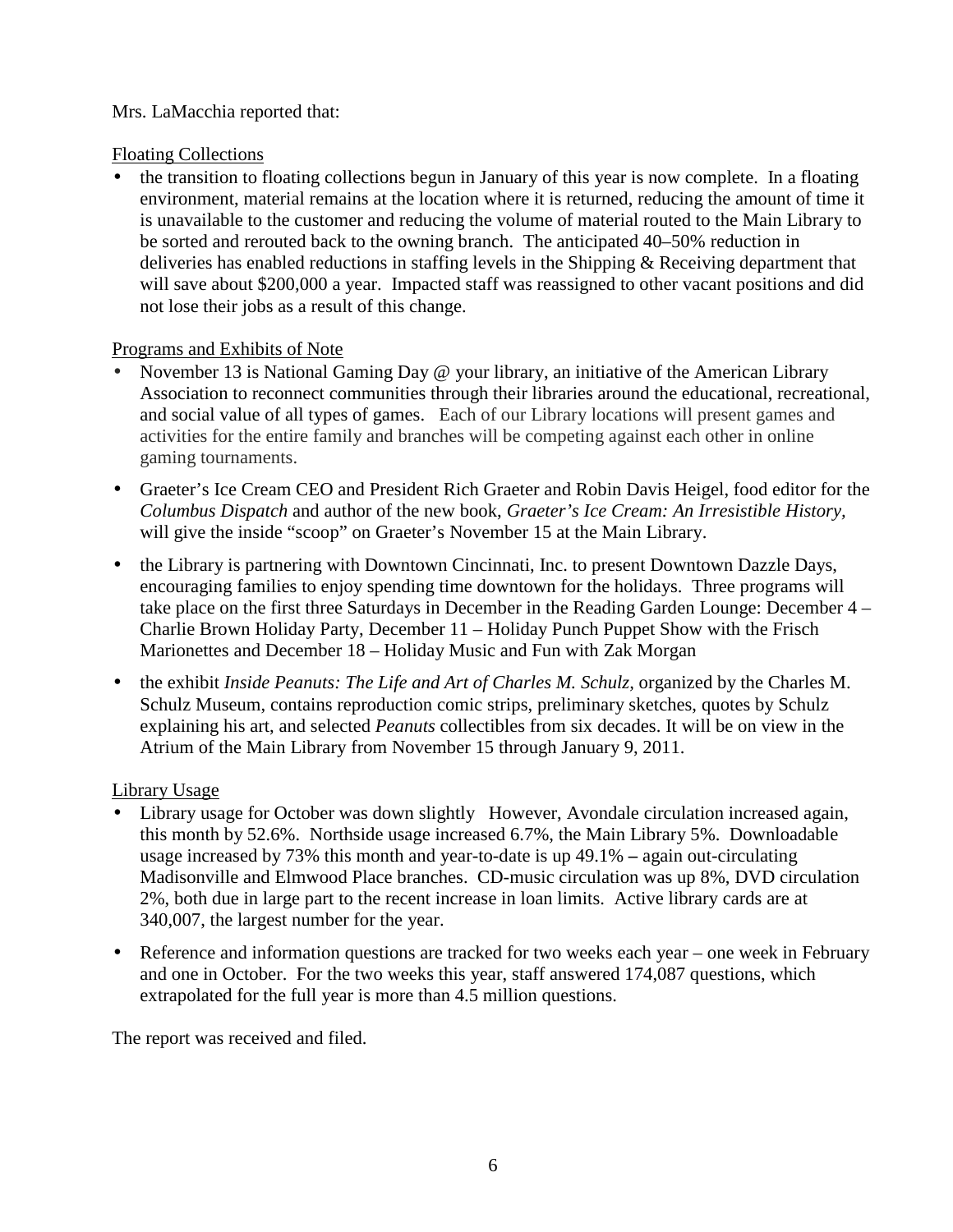Mrs. LaMacchia reported that:

Floating Collections

- the transition to floating collections begun in January of this year is now complete. In a floating environment, material remains at the location where it is returned, reducing the amount of time it is unavailable to the customer and reducing the volume of material routed to the Main Library to be sorted and rerouted back to the owning branch. The anticipated 40–50% reduction in deliveries has enabled reductions in staffing levels in the Shipping & Receiving department that will save about $200,000 a year. Impacted staff was reassigned to other vacant positions and did not lose their jobs as a result of this change.

Programs and Exhibits of Note

- November 13 is National Gaming Day @ your library, an initiative of the American Library Association to reconnect communities through their libraries around the educational, recreational, and social value of all types of games. Each of our Library locations will present games and activities for the entire family and branches will be competing against each other in online gaming tournaments.
- Graeter's Ice Cream CEO and President Rich Graeter and Robin Davis Heigel, food editor for the *Columbus Dispatch* and author of the new book, *Graeter's Ice Cream: An Irresistible History*, will give the inside "scoop" on Graeter's November 15 at the Main Library.
- the Library is partnering with Downtown Cincinnati, Inc. to present Downtown Dazzle Days, encouraging families to enjoy spending time downtown for the holidays. Three programs will take place on the first three Saturdays in December in the Reading Garden Lounge: December 4 – Charlie Brown Holiday Party, December 11 – Holiday Punch Puppet Show with the Frisch Marionettes and December 18 – Holiday Music and Fun with Zak Morgan
- the exhibit *Inside Peanuts: The Life and Art of Charles M. Schulz*, organized by the Charles M. Schulz Museum, contains reproduction comic strips, preliminary sketches, quotes by Schulz explaining his art, and selected *Peanuts* collectibles from six decades. It will be on view in the Atrium of the Main Library from November 15 through January 9, 2011.

Library Usage

- Library usage for October was down slightly However, Avondale circulation increased again, this month by 52.6%. Northside usage increased 6.7%, the Main Library 5%. Downloadable usage increased by 73% this month and year-to-date is up 49.1% **–** again out-circulating Madisonville and Elmwood Place branches. CD-music circulation was up 8%, DVD circulation 2%, both due in large part to the recent increase in loan limits. Active library cards are at 340,007, the largest number for the year.
- Reference and information questions are tracked for two weeks each year – one week in February and one in October. For the two weeks this year, staff answered 174,087 questions, which extrapolated for the full year is more than 4.5 million questions.

The report was received and filed.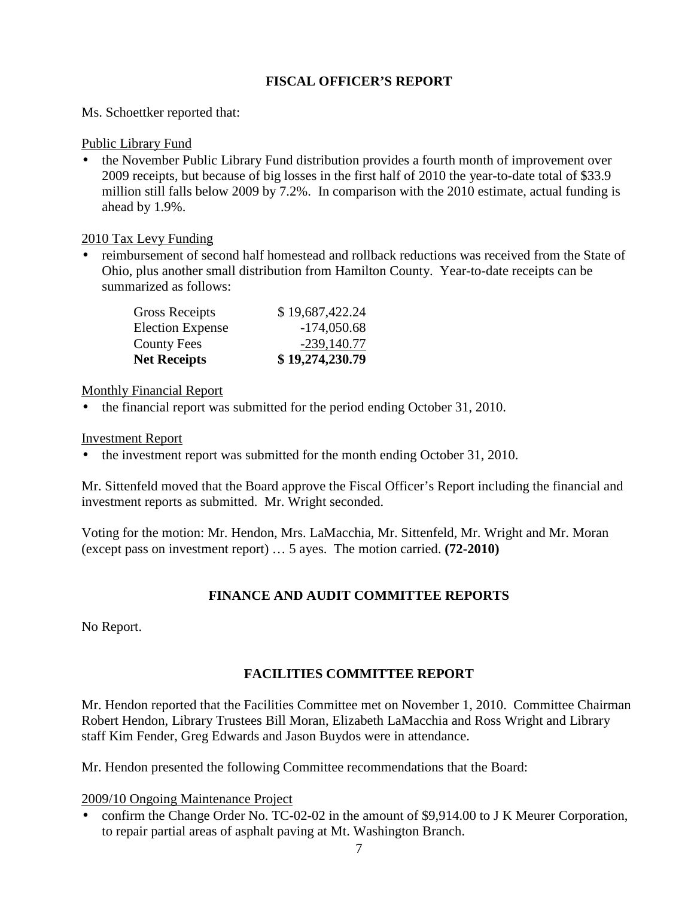## FISCAL OFFICER'S REPORT

Ms. Schoettker reported that:

Public Library Fund

- the November Public Library Fund distribution provides a fourth month of improvement over 2009 receipts, but because of big losses in the first half of 2010 the year-to-date total of $33.9 million still falls below 2009 by 7.2%. In comparison with the 2010 estimate, actual funding is ahead by 1.9%.

2010 Tax Levy Funding

- reimbursement of second half homestead and rollback reductions was received from the State of Ohio, plus another small distribution from Hamilton County. Year-to-date receipts can be summarized as follows:

| | |
|---|---|
| Gross Receipts | $ 19,687,422.24 |
| Election Expense | -174,050.68 |
| County Fees | -239,140.77 |
| **Net Receipts** | **$ 19,274,230.79** |

Monthly Financial Report

- the financial report was submitted for the period ending October 31, 2010.

Investment Report

- the investment report was submitted for the month ending October 31, 2010.

Mr. Sittenfeld moved that the Board approve the Fiscal Officer's Report including the financial and investment reports as submitted. Mr. Wright seconded.

Voting for the motion: Mr. Hendon, Mrs. LaMacchia, Mr. Sittenfeld, Mr. Wright and Mr. Moran (except pass on investment report) … 5 ayes. The motion carried. **(72-2010)**

## FINANCE AND AUDIT COMMITTEE REPORTS

No Report.

## FACILITIES COMMITTEE REPORT

Mr. Hendon reported that the Facilities Committee met on November 1, 2010. Committee Chairman Robert Hendon, Library Trustees Bill Moran, Elizabeth LaMacchia and Ross Wright and Library staff Kim Fender, Greg Edwards and Jason Buydos were in attendance.

Mr. Hendon presented the following Committee recommendations that the Board:

2009/10 Ongoing Maintenance Project

- confirm the Change Order No. TC-02-02 in the amount of $9,914.00 to J K Meurer Corporation, to repair partial areas of asphalt paving at Mt. Washington Branch.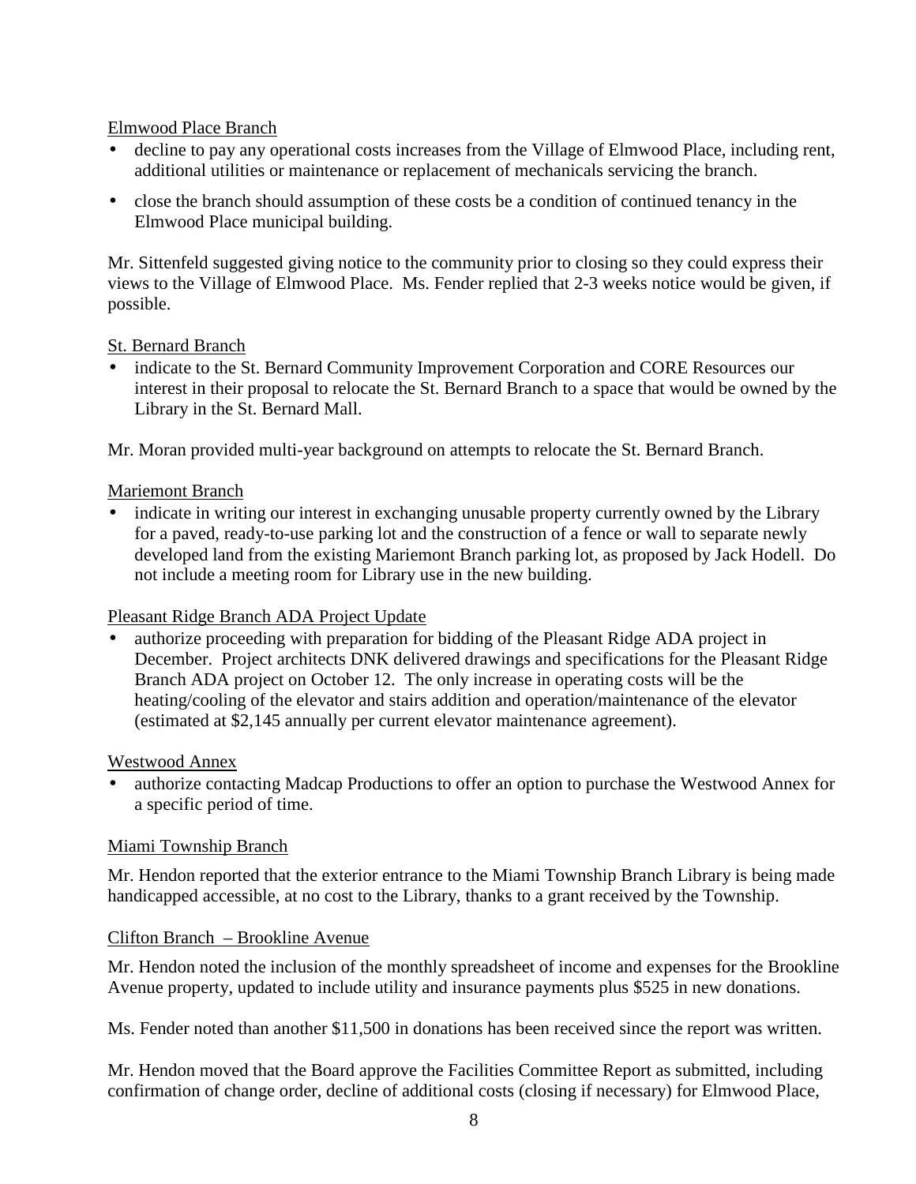Elmwood Place Branch

- decline to pay any operational costs increases from the Village of Elmwood Place, including rent, additional utilities or maintenance or replacement of mechanicals servicing the branch.
- close the branch should assumption of these costs be a condition of continued tenancy in the Elmwood Place municipal building.

Mr. Sittenfeld suggested giving notice to the community prior to closing so they could express their views to the Village of Elmwood Place. Ms. Fender replied that 2-3 weeks notice would be given, if possible.

St. Bernard Branch

- indicate to the St. Bernard Community Improvement Corporation and CORE Resources our interest in their proposal to relocate the St. Bernard Branch to a space that would be owned by the Library in the St. Bernard Mall.

Mr. Moran provided multi-year background on attempts to relocate the St. Bernard Branch.

Mariemont Branch

- indicate in writing our interest in exchanging unusable property currently owned by the Library for a paved, ready-to-use parking lot and the construction of a fence or wall to separate newly developed land from the existing Mariemont Branch parking lot, as proposed by Jack Hodell. Do not include a meeting room for Library use in the new building.

Pleasant Ridge Branch ADA Project Update

- authorize proceeding with preparation for bidding of the Pleasant Ridge ADA project in December. Project architects DNK delivered drawings and specifications for the Pleasant Ridge Branch ADA project on October 12. The only increase in operating costs will be the heating/cooling of the elevator and stairs addition and operation/maintenance of the elevator (estimated at $2,145 annually per current elevator maintenance agreement).

Westwood Annex

- authorize contacting Madcap Productions to offer an option to purchase the Westwood Annex for a specific period of time.

Miami Township Branch

Mr. Hendon reported that the exterior entrance to the Miami Township Branch Library is being made handicapped accessible, at no cost to the Library, thanks to a grant received by the Township.

Clifton Branch – Brookline Avenue

Mr. Hendon noted the inclusion of the monthly spreadsheet of income and expenses for the Brookline Avenue property, updated to include utility and insurance payments plus $525 in new donations.

Ms. Fender noted than another $11,500 in donations has been received since the report was written.

Mr. Hendon moved that the Board approve the Facilities Committee Report as submitted, including confirmation of change order, decline of additional costs (closing if necessary) for Elmwood Place,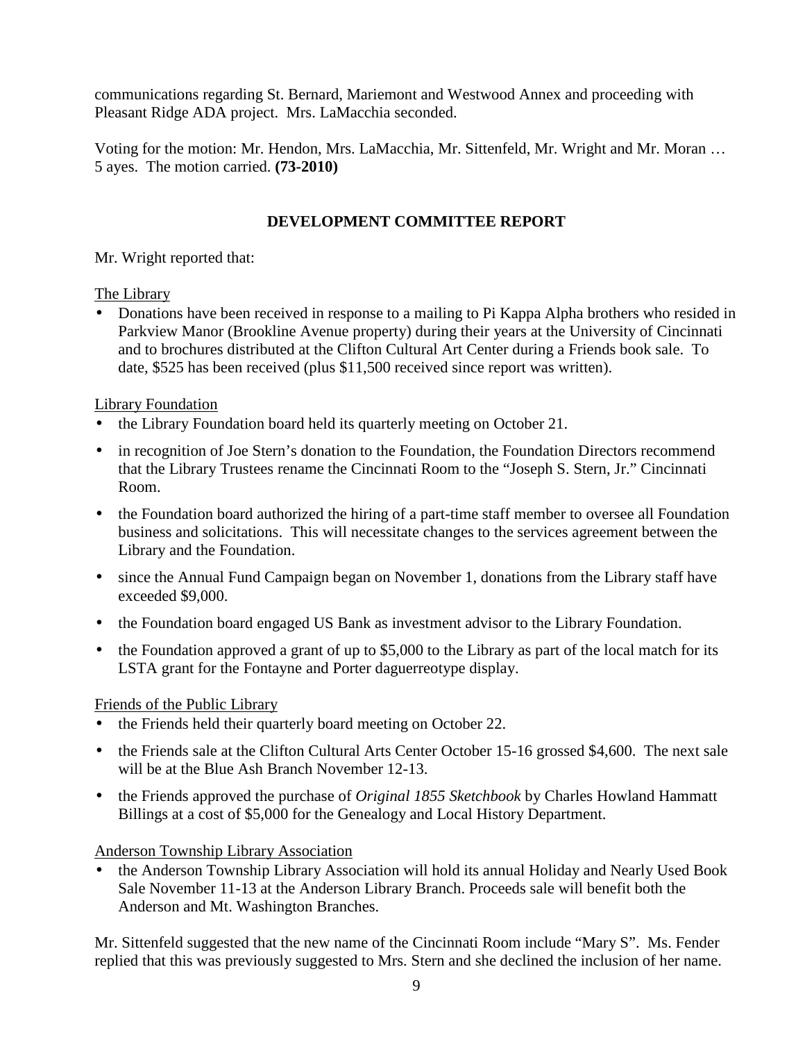communications regarding St. Bernard, Mariemont and Westwood Annex and proceeding with Pleasant Ridge ADA project. Mrs. LaMacchia seconded.

Voting for the motion: Mr. Hendon, Mrs. LaMacchia, Mr. Sittenfeld, Mr. Wright and Mr. Moran … 5 ayes. The motion carried. **(73-2010)**

## DEVELOPMENT COMMITTEE REPORT

Mr. Wright reported that:

The Library

- Donations have been received in response to a mailing to Pi Kappa Alpha brothers who resided in Parkview Manor (Brookline Avenue property) during their years at the University of Cincinnati and to brochures distributed at the Clifton Cultural Art Center during a Friends book sale. To date, $525 has been received (plus $11,500 received since report was written).

Library Foundation

- the Library Foundation board held its quarterly meeting on October 21.
- in recognition of Joe Stern's donation to the Foundation, the Foundation Directors recommend that the Library Trustees rename the Cincinnati Room to the "Joseph S. Stern, Jr." Cincinnati Room.
- the Foundation board authorized the hiring of a part-time staff member to oversee all Foundation business and solicitations. This will necessitate changes to the services agreement between the Library and the Foundation.
- since the Annual Fund Campaign began on November 1, donations from the Library staff have exceeded $9,000.
- the Foundation board engaged US Bank as investment advisor to the Library Foundation.
- the Foundation approved a grant of up to $5,000 to the Library as part of the local match for its LSTA grant for the Fontayne and Porter daguerreotype display.

Friends of the Public Library

- the Friends held their quarterly board meeting on October 22.
- the Friends sale at the Clifton Cultural Arts Center October 15-16 grossed $4,600. The next sale will be at the Blue Ash Branch November 12-13.
- the Friends approved the purchase of *Original 1855 Sketchbook* by Charles Howland Hammatt Billings at a cost of $5,000 for the Genealogy and Local History Department.

Anderson Township Library Association

- the Anderson Township Library Association will hold its annual Holiday and Nearly Used Book Sale November 11-13 at the Anderson Library Branch. Proceeds sale will benefit both the Anderson and Mt. Washington Branches.

Mr. Sittenfeld suggested that the new name of the Cincinnati Room include "Mary S". Ms. Fender replied that this was previously suggested to Mrs. Stern and she declined the inclusion of her name.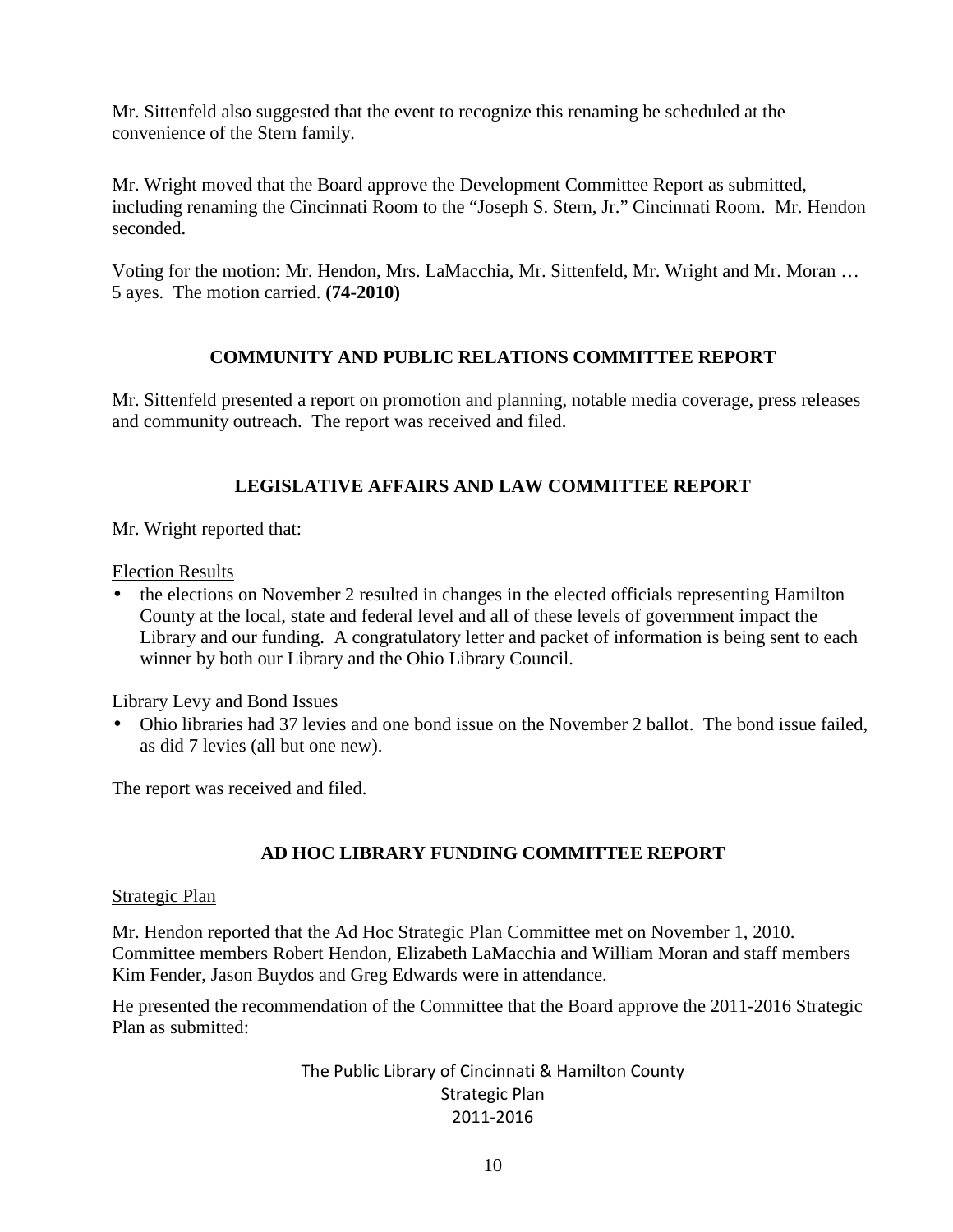Mr. Sittenfeld also suggested that the event to recognize this renaming be scheduled at the convenience of the Stern family.

Mr. Wright moved that the Board approve the Development Committee Report as submitted, including renaming the Cincinnati Room to the "Joseph S. Stern, Jr." Cincinnati Room. Mr. Hendon seconded.

Voting for the motion: Mr. Hendon, Mrs. LaMacchia, Mr. Sittenfeld, Mr. Wright and Mr. Moran … 5 ayes. The motion carried. **(74-2010)**

## COMMUNITY AND PUBLIC RELATIONS COMMITTEE REPORT

Mr. Sittenfeld presented a report on promotion and planning, notable media coverage, press releases and community outreach. The report was received and filed.

## LEGISLATIVE AFFAIRS AND LAW COMMITTEE REPORT

Mr. Wright reported that:

Election Results

- the elections on November 2 resulted in changes in the elected officials representing Hamilton County at the local, state and federal level and all of these levels of government impact the Library and our funding. A congratulatory letter and packet of information is being sent to each winner by both our Library and the Ohio Library Council.

Library Levy and Bond Issues

- Ohio libraries had 37 levies and one bond issue on the November 2 ballot. The bond issue failed, as did 7 levies (all but one new).

The report was received and filed.

## AD HOC LIBRARY FUNDING COMMITTEE REPORT

Strategic Plan

Mr. Hendon reported that the Ad Hoc Strategic Plan Committee met on November 1, 2010. Committee members Robert Hendon, Elizabeth LaMacchia and William Moran and staff members Kim Fender, Jason Buydos and Greg Edwards were in attendance.

He presented the recommendation of the Committee that the Board approve the 2011-2016 Strategic Plan as submitted:

The Public Library of Cincinnati & Hamilton County
Strategic Plan
2011-2016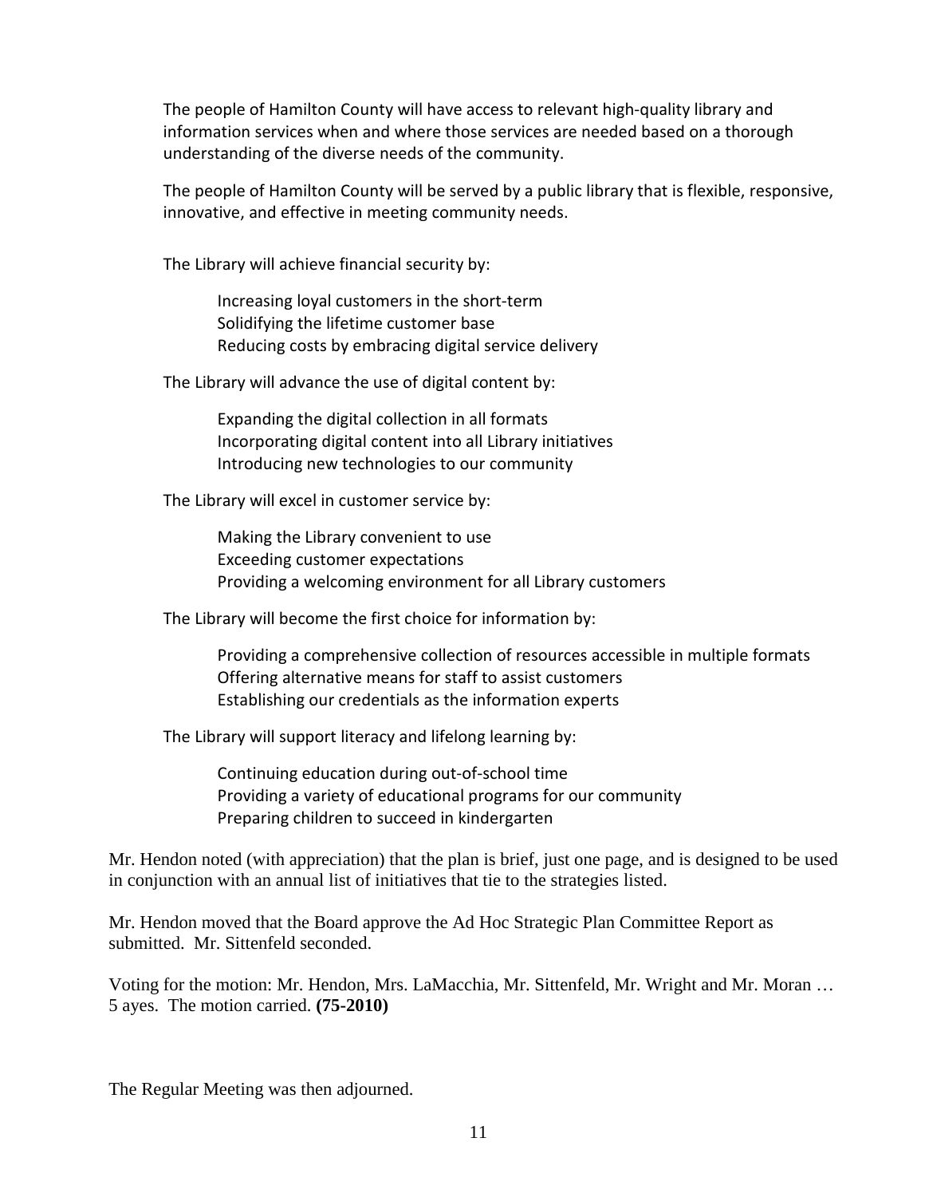The people of Hamilton County will have access to relevant high-quality library and information services when and where those services are needed based on a thorough understanding of the diverse needs of the community.

The people of Hamilton County will be served by a public library that is flexible, responsive, innovative, and effective in meeting community needs.

The Library will achieve financial security by:

- Increasing loyal customers in the short-term
- Solidifying the lifetime customer base
- Reducing costs by embracing digital service delivery

The Library will advance the use of digital content by:

- Expanding the digital collection in all formats
- Incorporating digital content into all Library initiatives
- Introducing new technologies to our community

The Library will excel in customer service by:

- Making the Library convenient to use
- Exceeding customer expectations
- Providing a welcoming environment for all Library customers

The Library will become the first choice for information by:

- Providing a comprehensive collection of resources accessible in multiple formats
- Offering alternative means for staff to assist customers
- Establishing our credentials as the information experts

The Library will support literacy and lifelong learning by:

- Continuing education during out-of-school time
- Providing a variety of educational programs for our community
- Preparing children to succeed in kindergarten

Mr. Hendon noted (with appreciation) that the plan is brief, just one page, and is designed to be used in conjunction with an annual list of initiatives that tie to the strategies listed.

Mr. Hendon moved that the Board approve the Ad Hoc Strategic Plan Committee Report as submitted. Mr. Sittenfeld seconded.

Voting for the motion: Mr. Hendon, Mrs. LaMacchia, Mr. Sittenfeld, Mr. Wright and Mr. Moran … 5 ayes. The motion carried. **(75-2010)**

The Regular Meeting was then adjourned.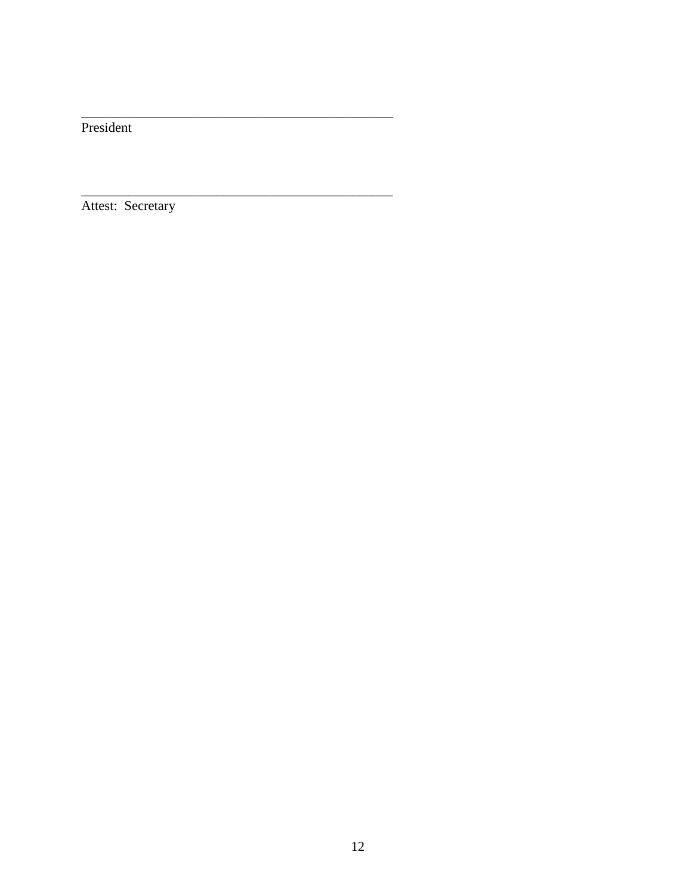\_\_\_\_\_\_\_\_\_\_\_\_\_\_\_\_\_\_\_\_\_\_\_\_\_\_\_\_\_\_\_\_\_\_\_\_\_\_\_\_\_\_\_\_\_

President

\_\_\_\_\_\_\_\_\_\_\_\_\_\_\_\_\_\_\_\_\_\_\_\_\_\_\_\_\_\_\_\_\_\_\_\_\_\_\_\_\_\_\_\_\_

Attest: Secretary